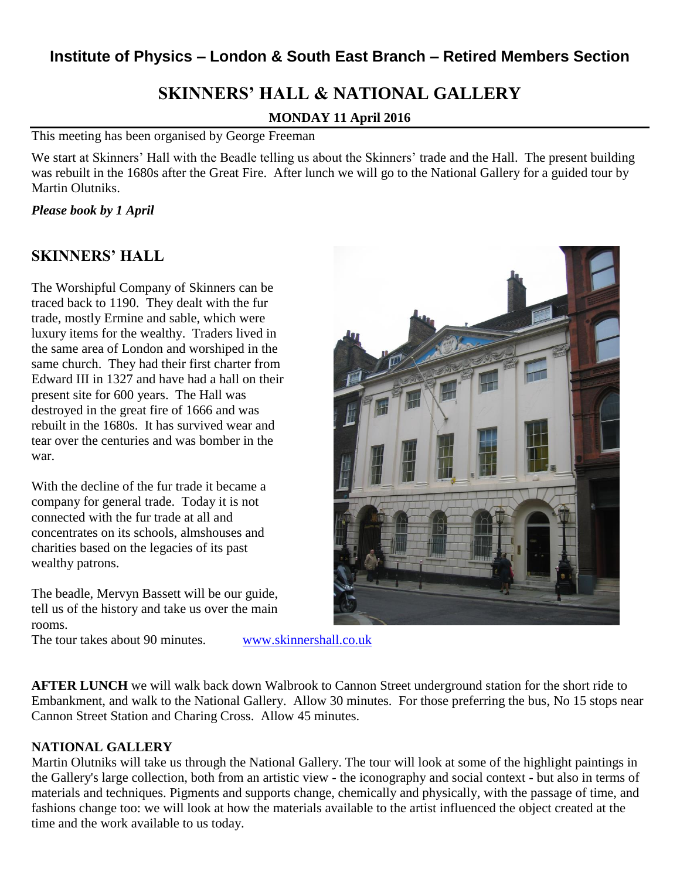## Institute of Physics – London & South East Branch – Retired Members Section

# SKINNERS' HALL & NATIONAL GALLERY

**MONDAY 11 April 2016**

This meeting has been organised by George Freeman

We start at Skinners' Hall with the Beadle telling us about the Skinners' trade and the Hall. The present building was rebuilt in the 1680s after the Great Fire. After lunch we will go to the National Gallery for a guided tour by Martin Olutniks.

***Please book by 1 April***

## SKINNERS' HALL

The Worshipful Company of Skinners can be traced back to 1190. They dealt with the fur trade, mostly Ermine and sable, which were luxury items for the wealthy. Traders lived in the same area of London and worshiped in the same church. They had their first charter from Edward III in 1327 and have had a hall on their present site for 600 years. The Hall was destroyed in the great fire of 1666 and was rebuilt in the 1680s. It has survived wear and tear over the centuries and was bomber in the war.

With the decline of the fur trade it became a company for general trade. Today it is not connected with the fur trade at all and concentrates on its schools, almshouses and charities based on the legacies of its past wealthy patrons.

The beadle, Mervyn Bassett will be our guide, tell us of the history and take us over the main rooms.

The tour takes about 90 minutes. www.skinnershall.co.uk

**AFTER LUNCH** we will walk back down Walbrook to Cannon Street underground station for the short ride to Embankment, and walk to the National Gallery. Allow 30 minutes. For those preferring the bus, No 15 stops near Cannon Street Station and Charing Cross. Allow 45 minutes.

**NATIONAL GALLERY**

Martin Olutniks will take us through the National Gallery. The tour will look at some of the highlight paintings in the Gallery's large collection, both from an artistic view - the iconography and social context - but also in terms of materials and techniques. Pigments and supports change, chemically and physically, with the passage of time, and fashions change too: we will look at how the materials available to the artist influenced the object created at the time and the work available to us today.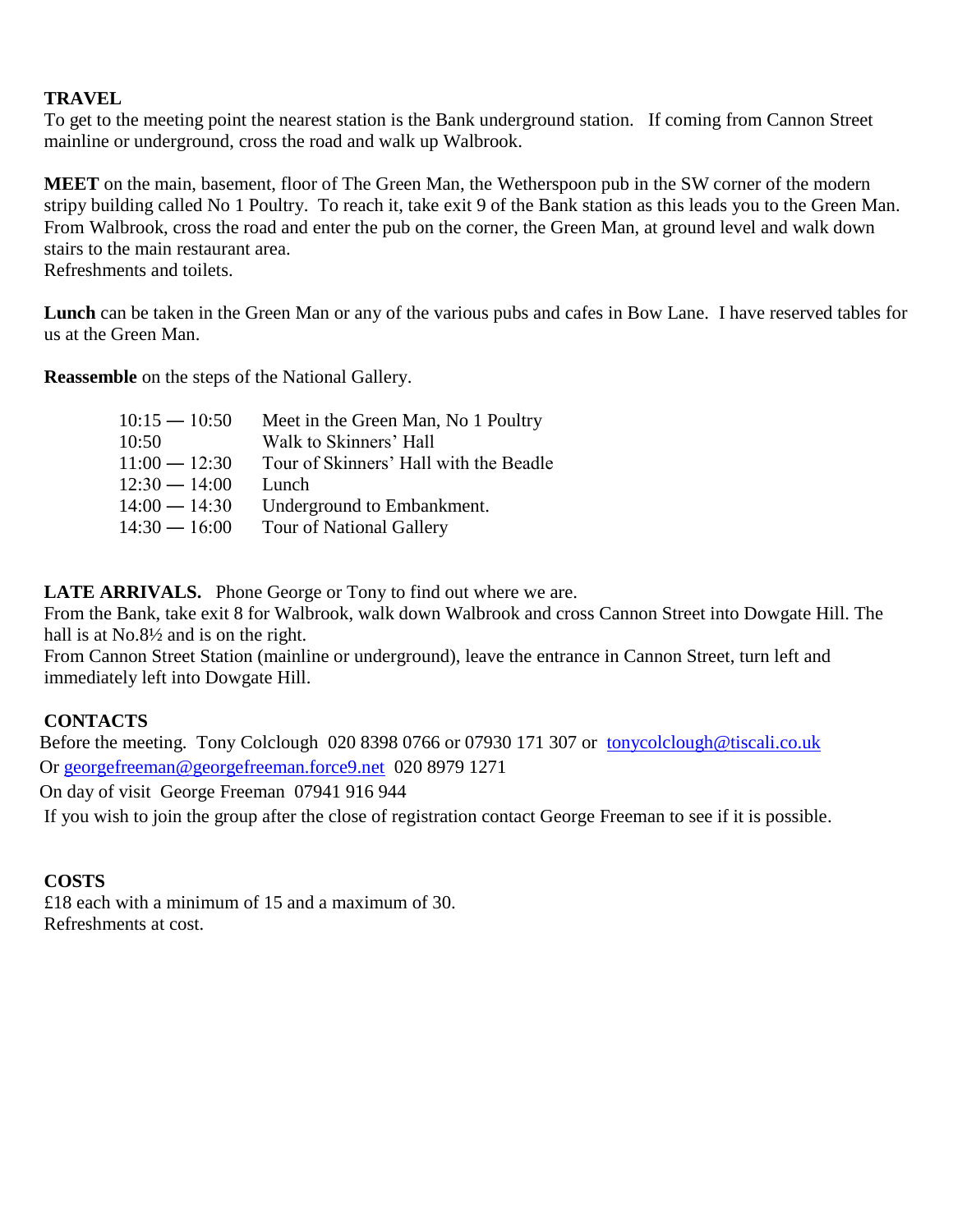**TRAVEL**

To get to the meeting point the nearest station is the Bank underground station. If coming from Cannon Street mainline or underground, cross the road and walk up Walbrook.

**MEET** on the main, basement, floor of The Green Man, the Wetherspoon pub in the SW corner of the modern stripy building called No 1 Poultry. To reach it, take exit 9 of the Bank station as this leads you to the Green Man. From Walbrook, cross the road and enter the pub on the corner, the Green Man, at ground level and walk down stairs to the main restaurant area.
Refreshments and toilets.

**Lunch** can be taken in the Green Man or any of the various pubs and cafes in Bow Lane. I have reserved tables for us at the Green Man.

**Reassemble** on the steps of the National Gallery.

| | |
|---|---|
| 10:15 — 10:50 | Meet in the Green Man, No 1 Poultry |
| 10:50 | Walk to Skinners' Hall |
| 11:00 — 12:30 | Tour of Skinners' Hall with the Beadle |
| 12:30 — 14:00 | Lunch |
| 14:00 — 14:30 | Underground to Embankment. |
| 14:30 — 16:00 | Tour of National Gallery |

**LATE ARRIVALS.** Phone George or Tony to find out where we are.
From the Bank, take exit 8 for Walbrook, walk down Walbrook and cross Cannon Street into Dowgate Hill. The hall is at No.8½ and is on the right.
From Cannon Street Station (mainline or underground), leave the entrance in Cannon Street, turn left and immediately left into Dowgate Hill.

**CONTACTS**

Before the meeting. Tony Colclough 020 8398 0766 or 07930 171 307 or tonycolclough@tiscali.co.uk
Or georgefreeman@georgefreeman.force9.net 020 8979 1271
On day of visit George Freeman 07941 916 944
If you wish to join the group after the close of registration contact George Freeman to see if it is possible.

**COSTS**

£18 each with a minimum of 15 and a maximum of 30.
Refreshments at cost.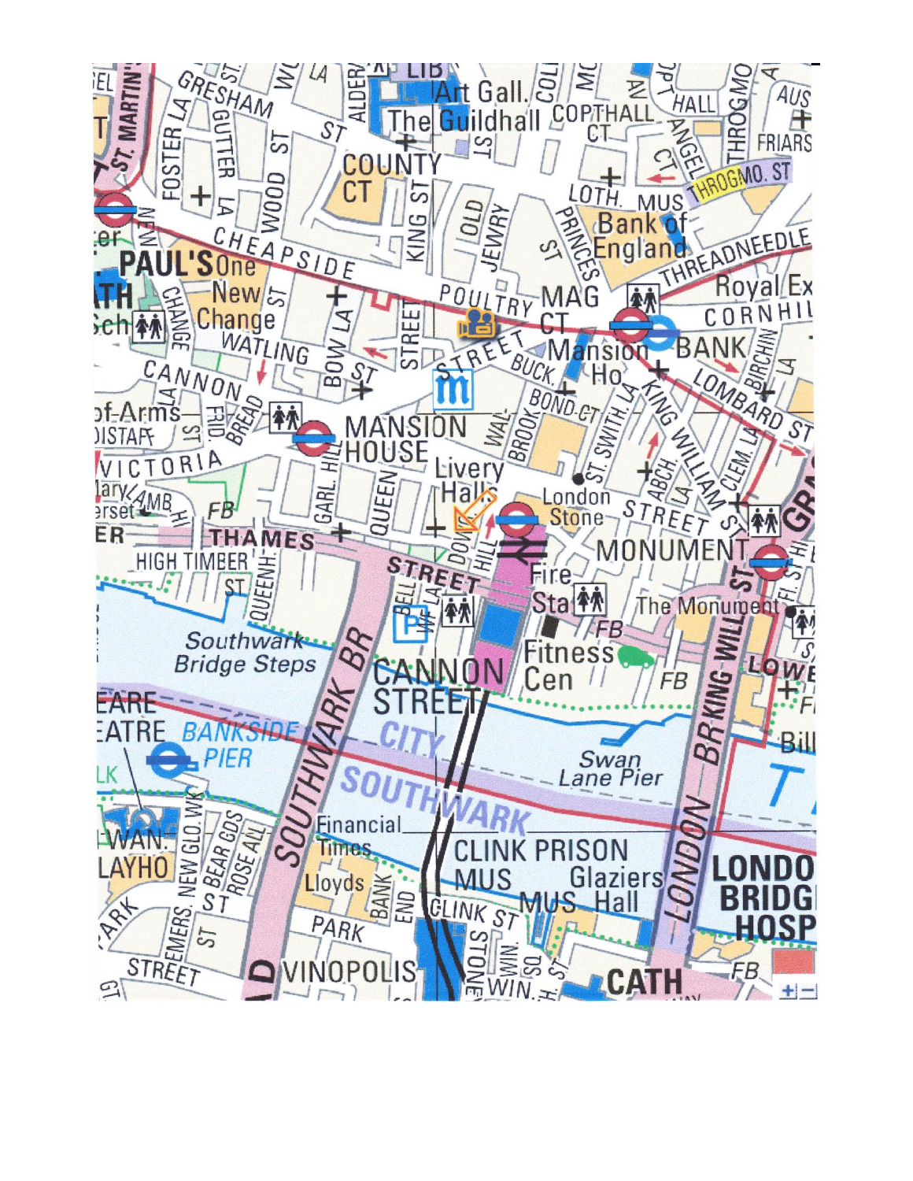GRESHAM ST
ST. MARTIN'S
LIB
Art Gall.
The Guildhall
COPTHALL CT
HALL
THROGMORTON
AUSTIN FRIARS
FOSTER LA
GUTTER LA
WOOD ST
COUNTY CT
KING ST
OLD JEWRY
ANGEL CT
THROGMO. ST
LOTH. MUS
Bank of England
PRINCES ST
NEW
CHEAPSIDE
THREADNEEDLE
PAUL'S
One New Change
CHANGE
BOW LA
POULTRY
MAG CT
Royal Ex
CORNHILL
BANK
BIRCHIN LA
WATLING ST
Mansion Ho
QUEEN VICTORIA STREET
BUCK.
BOND CT
LOMBARD ST
CANNON
BREAD ST
FRID.
KING WILLIAM ST
MANSION HOUSE
WAL-BROOK
ST. SWITH. LA
ABCH. LA
CLEM. LA
VICTORIA
Livery Halls
London Stone
STREET
GARL. HILL
QUEEN
DOW. HILL
MONUMENT
LAMB HILL
FB
THAMES STREET
HIGH TIMBER ST
QUEENH.
BELL WF LA
Fire Sta
The Monument
Southwark Bridge Steps
SOUTHWARK BR
FB
Fitness Cen
FB
LOWER
CANNON STREET
KING WILL ST
LONDON BR
BANKSIDE PIER
CITY
SOUTHWARK
Swan Lane Pier
Financial Times
CLINK PRISON MUS
Glaziers Hall
LONDON BRIDGE HOSP
NEW GLO. WK
BEAR GDS
ROSE ALL
Lloyds
BANK END
CLINK ST
MUS
PARK
EMERS. ST
STREET
VINOPOLIS
STONEY
WIN. SQ.
WIN. H. ST
CATH